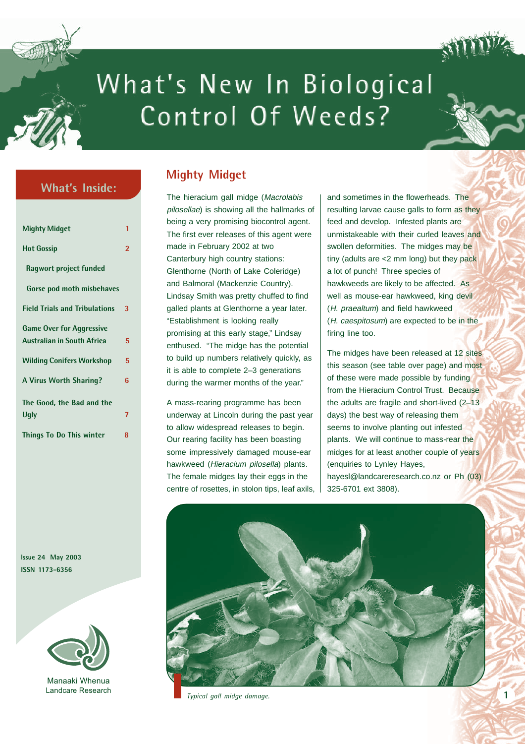# What's New In Biological Control Of Weeds?

## What's Inside:

| | |
|---|---|
| Mighty Midget | 1 |
| Hot Gossip | 2 |
| Ragwort project funded | |
| Gorse pod moth misbehaves | |
| Field Trials and Tribulations | 3 |
| Game Over for Aggressive Australian in South Africa | 5 |
| Wilding Conifers Workshop | 5 |
| A Virus Worth Sharing? | 6 |
| The Good, the Bad and the Ugly | 7 |
| Things To Do This winter | 8 |

Issue 24 May 2003
ISSN 1173-6356

Manaaki Whenua
Landcare Research

## Mighty Midget

The hieracium gall midge (*Macrolabis pilosellae*) is showing all the hallmarks of being a very promising biocontrol agent. The first ever releases of this agent were made in February 2002 at two Canterbury high country stations: Glenthorne (North of Lake Coleridge) and Balmoral (Mackenzie Country). Lindsay Smith was pretty chuffed to find galled plants at Glenthorne a year later. "Establishment is looking really promising at this early stage," Lindsay enthused. "The midge has the potential to build up numbers relatively quickly, as it is able to complete 2–3 generations during the warmer months of the year."

A mass-rearing programme has been underway at Lincoln during the past year to allow widespread releases to begin. Our rearing facility has been boasting some impressively damaged mouse-ear hawkweed (*Hieracium pilosella*) plants. The female midges lay their eggs in the centre of rosettes, in stolon tips, leaf axils, and sometimes in the flowerheads. The resulting larvae cause galls to form as they feed and develop. Infested plants are unmistakeable with their curled leaves and swollen deformities. The midges may be tiny (adults are <2 mm long) but they pack a lot of punch! Three species of hawkweeds are likely to be affected. As well as mouse-ear hawkweed, king devil (*H. praealtum*) and field hawkweed (*H. caespitosum*) are expected to be in the firing line too.

The midges have been released at 12 sites this season (see table over page) and most of these were made possible by funding from the Hieracium Control Trust. Because the adults are fragile and short-lived (2–13 days) the best way of releasing them seems to involve planting out infested plants. We will continue to mass-rear the midges for at least another couple of years (enquiries to Lynley Hayes, hayesl@landcareresearch.co.nz or Ph (03) 325-6701 ext 3808).

*Typical gall midge damage.*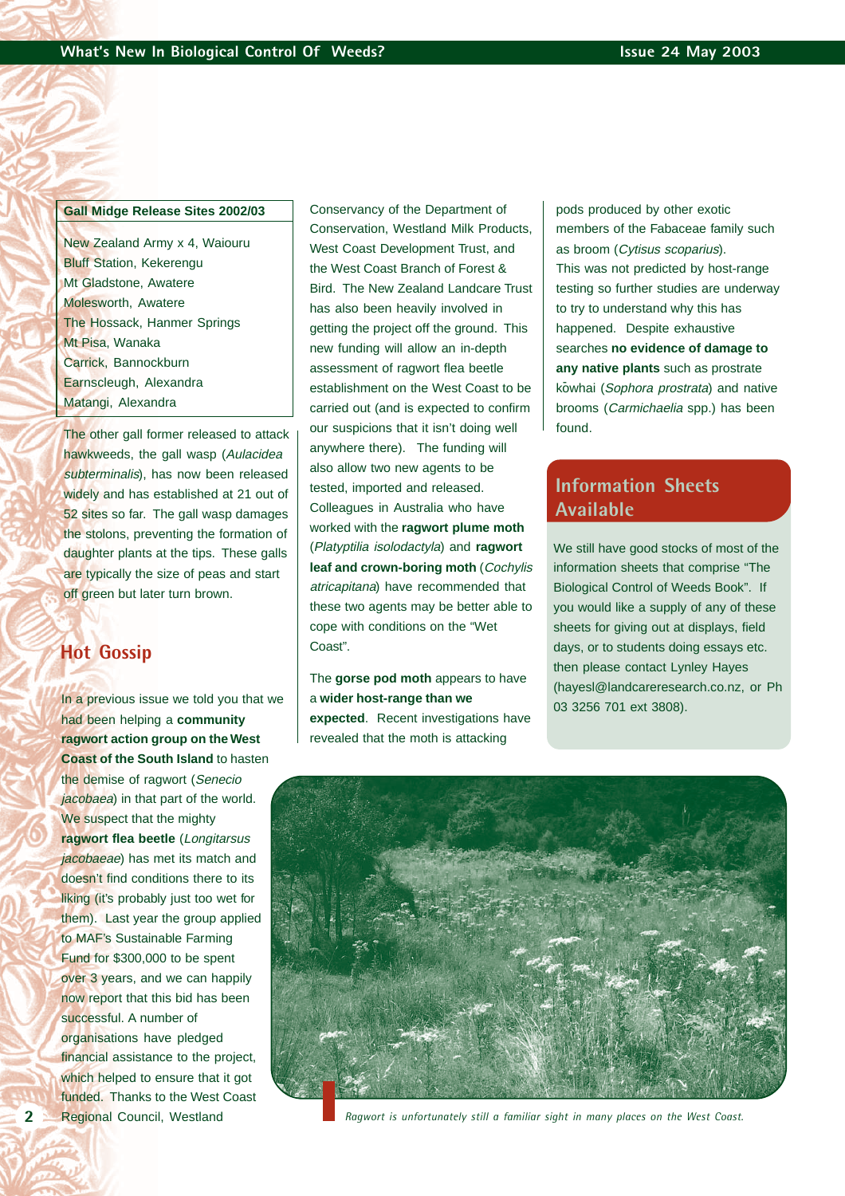| Gall Midge Release Sites 2002/03 |
|---|
| New Zealand Army x 4, Waiouru |
| Bluff Station, Kekerengu |
| Mt Gladstone, Awatere |
| Molesworth, Awatere |
| The Hossack, Hanmer Springs |
| Mt Pisa, Wanaka |
| Carrick, Bannockburn |
| Earnscleugh, Alexandra |
| Matangi, Alexandra |

The other gall former released to attack hawkweeds, the gall wasp (*Aulacidea subterminalis*), has now been released widely and has established at 21 out of 52 sites so far. The gall wasp damages the stolons, preventing the formation of daughter plants at the tips. These galls are typically the size of peas and start off green but later turn brown.

## Hot Gossip

In a previous issue we told you that we had been helping a **community ragwort action group on the West Coast of the South Island** to hasten the demise of ragwort (*Senecio jacobaea*) in that part of the world. We suspect that the mighty **ragwort flea beetle** (*Longitarsus jacobaeae*) has met its match and doesn't find conditions there to its liking (it's probably just too wet for them). Last year the group applied to MAF's Sustainable Farming Fund for $300,000 to be spent over 3 years, and we can happily now report that this bid has been successful. A number of organisations have pledged financial assistance to the project, which helped to ensure that it got funded. Thanks to the West Coast Regional Council, Westland Conservancy of the Department of Conservation, Westland Milk Products, West Coast Development Trust, and the West Coast Branch of Forest & Bird. The New Zealand Landcare Trust has also been heavily involved in getting the project off the ground. This new funding will allow an in-depth assessment of ragwort flea beetle establishment on the West Coast to be carried out (and is expected to confirm our suspicions that it isn't doing well anywhere there). The funding will also allow two new agents to be tested, imported and released. Colleagues in Australia who have worked with the **ragwort plume moth** (*Platyptilia isolodactyla*) and **ragwort leaf and crown-boring moth** (*Cochylis atricapitana*) have recommended that these two agents may be better able to cope with conditions on the "Wet Coast".

The **gorse pod moth** appears to have a **wider host-range than we expected**. Recent investigations have revealed that the moth is attacking pods produced by other exotic members of the Fabaceae family such as broom (*Cytisus scoparius*). This was not predicted by host-range testing so further studies are underway to try to understand why this has happened. Despite exhaustive searches **no evidence of damage to any native plants** such as prostrate kōwhai (*Sophora prostrata*) and native brooms (*Carmichaelia* spp.) has been found.

## Information Sheets Available

We still have good stocks of most of the information sheets that comprise "The Biological Control of Weeds Book". If you would like a supply of any of these sheets for giving out at displays, field days, or to students doing essays etc. then please contact Lynley Hayes (hayesl@landcareresearch.co.nz, or Ph 03 3256 701 ext 3808).

*Ragwort is unfortunately still a familiar sight in many places on the West Coast.*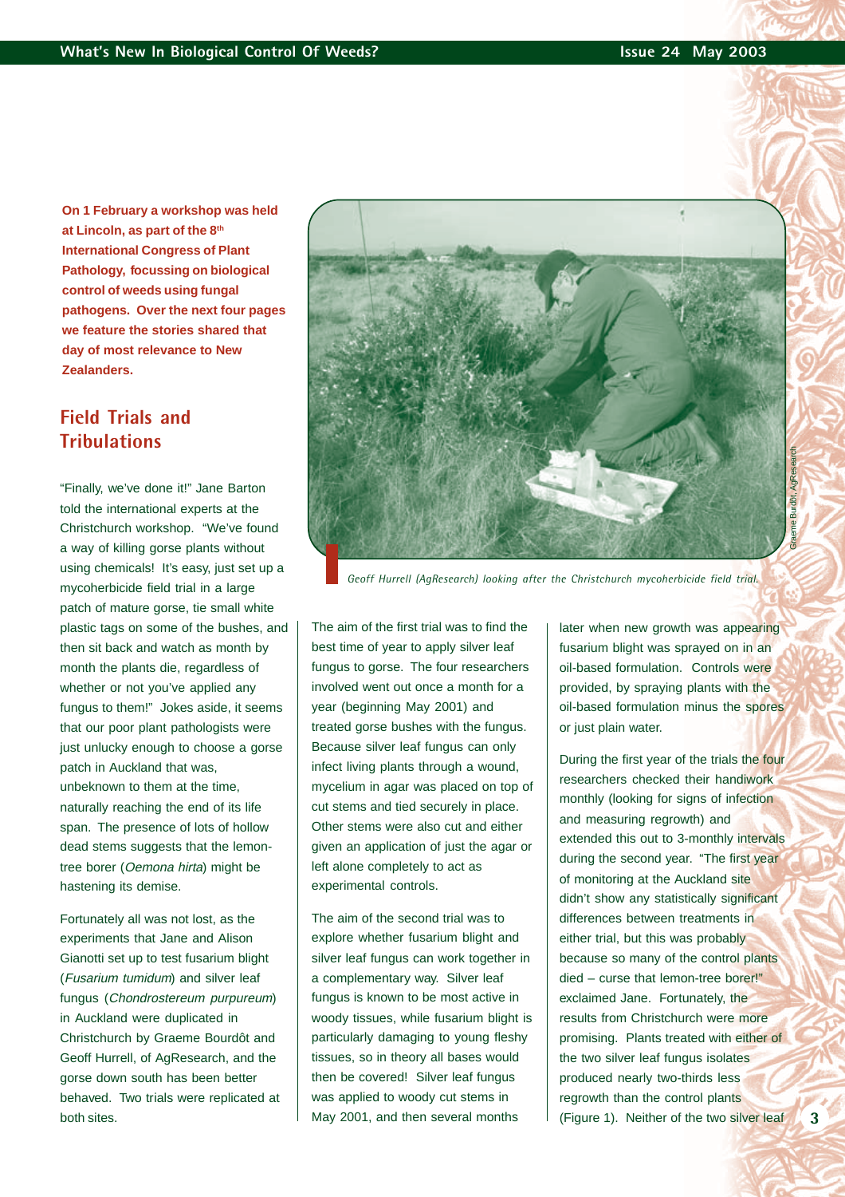**On 1 February a workshop was held at Lincoln, as part of the 8th International Congress of Plant Pathology, focussing on biological control of weeds using fungal pathogens. Over the next four pages we feature the stories shared that day of most relevance to New Zealanders.**

## Field Trials and Tribulations

"Finally, we've done it!" Jane Barton told the international experts at the Christchurch workshop. "We've found a way of killing gorse plants without using chemicals! It's easy, just set up a mycoherbicide field trial in a large patch of mature gorse, tie small white plastic tags on some of the bushes, and then sit back and watch as month by month the plants die, regardless of whether or not you've applied any fungus to them!" Jokes aside, it seems that our poor plant pathologists were just unlucky enough to choose a gorse patch in Auckland that was, unbeknown to them at the time, naturally reaching the end of its life span. The presence of lots of hollow dead stems suggests that the lemon-tree borer (*Oemona hirta*) might be hastening its demise.

Fortunately all was not lost, as the experiments that Jane and Alison Gianotti set up to test fusarium blight (*Fusarium tumidum*) and silver leaf fungus (*Chondrostereum purpureum*) in Auckland were duplicated in Christchurch by Graeme Bourdôt and Geoff Hurrell, of AgResearch, and the gorse down south has been better behaved. Two trials were replicated at both sites.

Geoff Hurrell (AgResearch) looking after the Christchurch mycoherbicide field trial.

The aim of the first trial was to find the best time of year to apply silver leaf fungus to gorse. The four researchers involved went out once a month for a year (beginning May 2001) and treated gorse bushes with the fungus. Because silver leaf fungus can only infect living plants through a wound, mycelium in agar was placed on top of cut stems and tied securely in place. Other stems were also cut and either given an application of just the agar or left alone completely to act as experimental controls.

The aim of the second trial was to explore whether fusarium blight and silver leaf fungus can work together in a complementary way. Silver leaf fungus is known to be most active in woody tissues, while fusarium blight is particularly damaging to young fleshy tissues, so in theory all bases would then be covered! Silver leaf fungus was applied to woody cut stems in May 2001, and then several months later when new growth was appearing fusarium blight was sprayed on in an oil-based formulation. Controls were provided, by spraying plants with the oil-based formulation minus the spores or just plain water.

During the first year of the trials the four researchers checked their handiwork monthly (looking for signs of infection and measuring regrowth) and extended this out to 3-monthly intervals during the second year. "The first year of monitoring at the Auckland site didn't show any statistically significant differences between treatments in either trial, but this was probably because so many of the control plants died – curse that lemon-tree borer!" exclaimed Jane. Fortunately, the results from Christchurch were more promising. Plants treated with either of the two silver leaf fungus isolates produced nearly two-thirds less regrowth than the control plants (Figure 1). Neither of the two silver leaf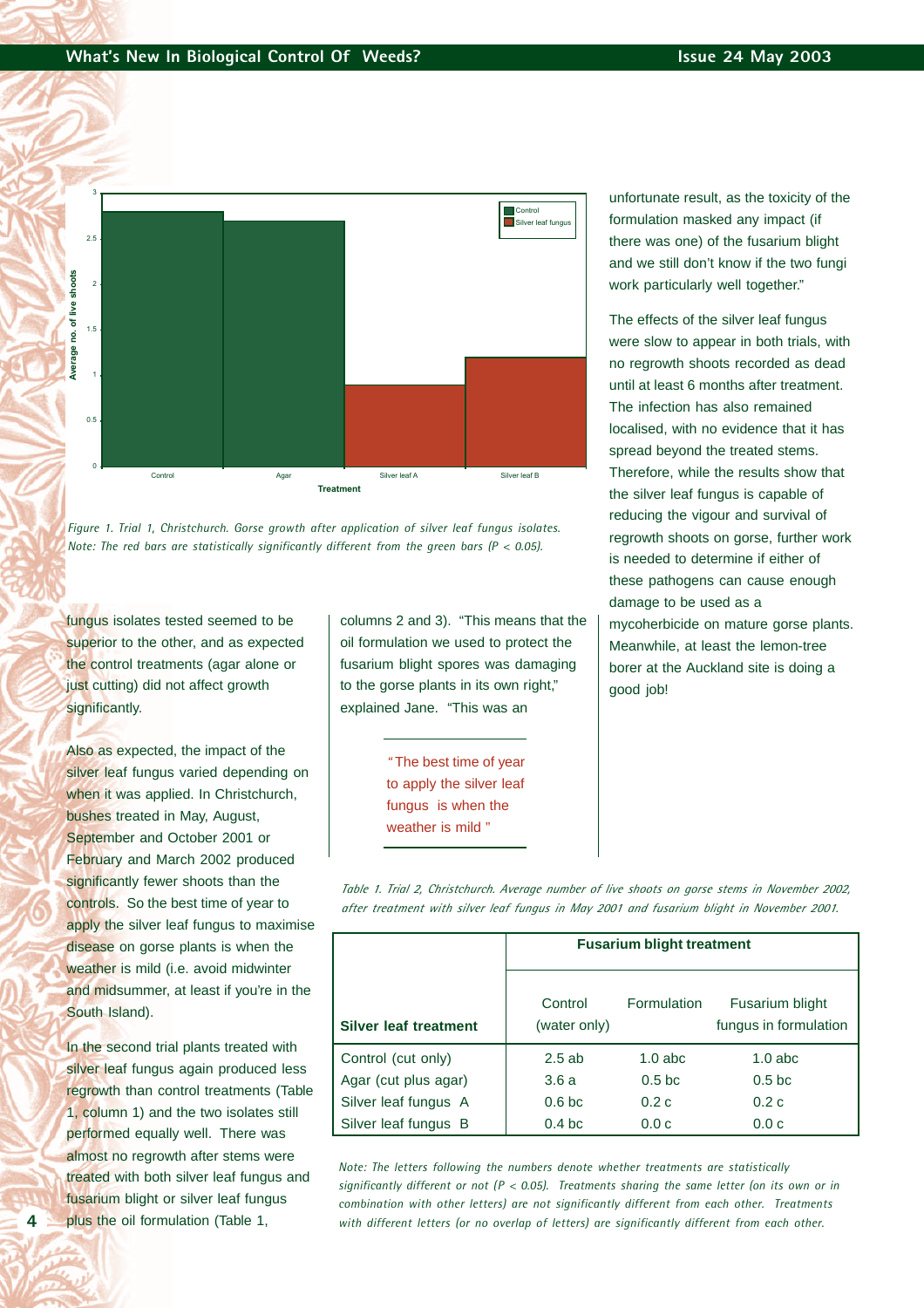Figure 1. Trial 1, Christchurch. Gorse growth after application of silver leaf fungus isolates. Note: The red bars are statistically significantly different from the green bars ($P < 0.05$).

fungus isolates tested seemed to be superior to the other, and as expected the control treatments (agar alone or just cutting) did not affect growth significantly.

Also as expected, the impact of the silver leaf fungus varied depending on when it was applied. In Christchurch, bushes treated in May, August, September and October 2001 or February and March 2002 produced significantly fewer shoots than the controls. So the best time of year to apply the silver leaf fungus to maximise disease on gorse plants is when the weather is mild (i.e. avoid midwinter and midsummer, at least if you're in the South Island).

In the second trial plants treated with silver leaf fungus again produced less regrowth than control treatments (Table 1, column 1) and the two isolates still performed equally well. There was almost no regrowth after stems were treated with both silver leaf fungus and fusarium blight or silver leaf fungus plus the oil formulation (Table 1, columns 2 and 3). "This means that the oil formulation we used to protect the fusarium blight spores was damaging to the gorse plants in its own right," explained Jane. "This was an unfortunate result, as the toxicity of the formulation masked any impact (if there was one) of the fusarium blight and we still don't know if the two fungi work particularly well together."

> "The best time of year to apply the silver leaf fungus is when the weather is mild"

The effects of the silver leaf fungus were slow to appear in both trials, with no regrowth shoots recorded as dead until at least 6 months after treatment. The infection has also remained localised, with no evidence that it has spread beyond the treated stems. Therefore, while the results show that the silver leaf fungus is capable of reducing the vigour and survival of regrowth shoots on gorse, further work is needed to determine if either of these pathogens can cause enough damage to be used as a mycoherbicide on mature gorse plants. Meanwhile, at least the lemon-tree borer at the Auckland site is doing a good job!

Table 1. Trial 2, Christchurch. Average number of live shoots on gorse stems in November 2002, after treatment with silver leaf fungus in May 2001 and fusarium blight in November 2001.

| | **Fusarium blight treatment** | | |
|---|---|---|---|
| **Silver leaf treatment** | Control (water only) | Formulation | Fusarium blight fungus in formulation |
| Control (cut only) | 2.5 ab | 1.0 abc | 1.0 abc |
| Agar (cut plus agar) | 3.6 a | 0.5 bc | 0.5 bc |
| Silver leaf fungus A | 0.6 bc | 0.2 c | 0.2 c |
| Silver leaf fungus B | 0.4 bc | 0.0 c | 0.0 c |

Note: The letters following the numbers denote whether treatments are statistically significantly different or not ($P < 0.05$). Treatments sharing the same letter (on its own or in combination with other letters) are not significantly different from each other. Treatments with different letters (or no overlap of letters) are significantly different from each other.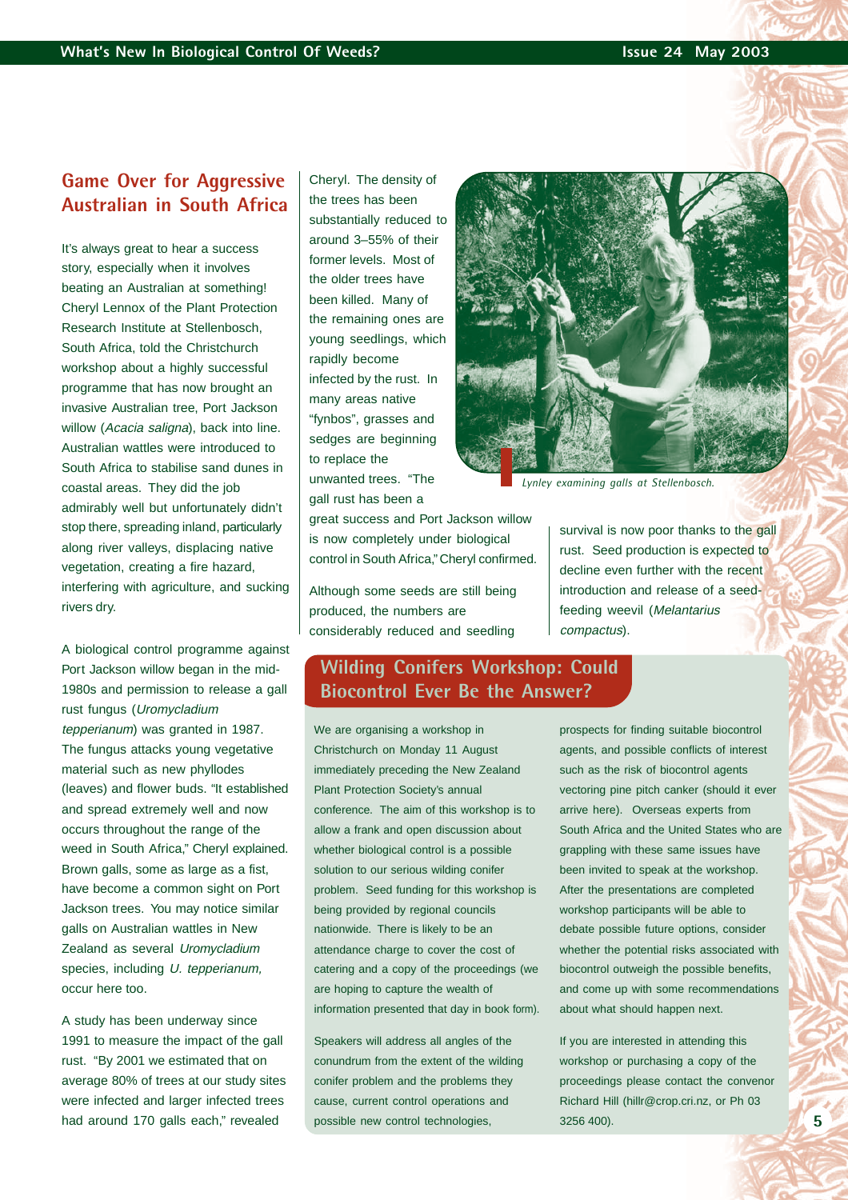## Game Over for Aggressive Australian in South Africa

It's always great to hear a success story, especially when it involves beating an Australian at something! Cheryl Lennox of the Plant Protection Research Institute at Stellenbosch, South Africa, told the Christchurch workshop about a highly successful programme that has now brought an invasive Australian tree, Port Jackson willow (*Acacia saligna*), back into line. Australian wattles were introduced to South Africa to stabilise sand dunes in coastal areas. They did the job admirably well but unfortunately didn't stop there, spreading inland, particularly along river valleys, displacing native vegetation, creating a fire hazard, interfering with agriculture, and sucking rivers dry.

A biological control programme against Port Jackson willow began in the mid-1980s and permission to release a gall rust fungus (*Uromycladium tepperianum*) was granted in 1987. The fungus attacks young vegetative material such as new phyllodes (leaves) and flower buds. "It established and spread extremely well and now occurs throughout the range of the weed in South Africa," Cheryl explained. Brown galls, some as large as a fist, have become a common sight on Port Jackson trees. You may notice similar galls on Australian wattles in New Zealand as several *Uromycladium* species, including *U. tepperianum,* occur here too.

A study has been underway since 1991 to measure the impact of the gall rust. "By 2001 we estimated that on average 80% of trees at our study sites were infected and larger infected trees had around 170 galls each," revealed Cheryl. The density of the trees has been substantially reduced to around 3–55% of their former levels. Most of the older trees have been killed. Many of the remaining ones are young seedlings, which rapidly become infected by the rust. In many areas native "fynbos", grasses and sedges are beginning to replace the unwanted trees. "The gall rust has been a great success and Port Jackson willow is now completely under biological control in South Africa," Cheryl confirmed.

*Lynley examining galls at Stellenbosch.*

Although some seeds are still being produced, the numbers are considerably reduced and seedling survival is now poor thanks to the gall rust. Seed production is expected to decline even further with the recent introduction and release of a seed-feeding weevil (*Melantarius compactus*).

## Wilding Conifers Workshop: Could Biocontrol Ever Be the Answer?

We are organising a workshop in Christchurch on Monday 11 August immediately preceding the New Zealand Plant Protection Society's annual conference. The aim of this workshop is to allow a frank and open discussion about whether biological control is a possible solution to our serious wilding conifer problem. Seed funding for this workshop is being provided by regional councils nationwide. There is likely to be an attendance charge to cover the cost of catering and a copy of the proceedings (we are hoping to capture the wealth of information presented that day in book form).

Speakers will address all angles of the conundrum from the extent of the wilding conifer problem and the problems they cause, current control operations and possible new control technologies, prospects for finding suitable biocontrol agents, and possible conflicts of interest such as the risk of biocontrol agents vectoring pine pitch canker (should it ever arrive here). Overseas experts from South Africa and the United States who are grappling with these same issues have been invited to speak at the workshop. After the presentations are completed workshop participants will be able to debate possible future options, consider whether the potential risks associated with biocontrol outweigh the possible benefits, and come up with some recommendations about what should happen next.

If you are interested in attending this workshop or purchasing a copy of the proceedings please contact the convenor Richard Hill (hillr@crop.cri.nz, or Ph 03 3256 400).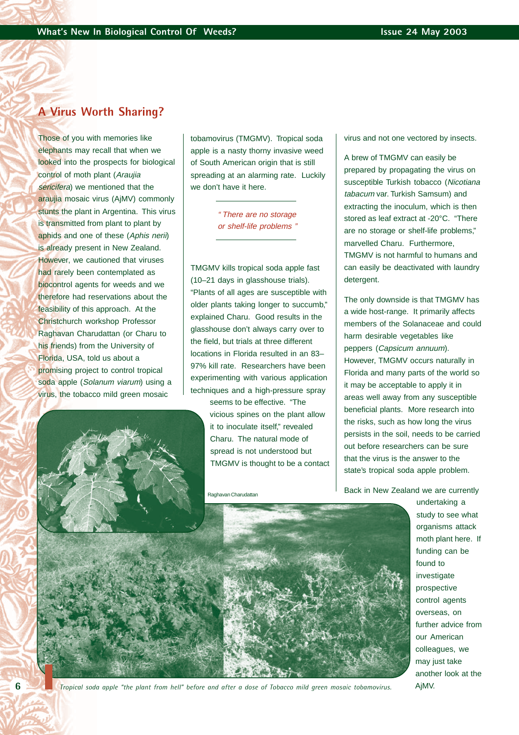## A Virus Worth Sharing?

Those of you with memories like elephants may recall that when we looked into the prospects for biological control of moth plant (*Araujia sericifera*) we mentioned that the araujia mosaic virus (AjMV) commonly stunts the plant in Argentina. This virus is transmitted from plant to plant by aphids and one of these (*Aphis nerii*) is already present in New Zealand. However, we cautioned that viruses had rarely been contemplated as biocontrol agents for weeds and we therefore had reservations about the feasibility of this approach. At the Christchurch workshop Professor Raghavan Charudattan (or Charu to his friends) from the University of Florida, USA, told us about a promising project to control tropical soda apple (*Solanum viarum*) using a virus, the tobacco mild green mosaic tobamovirus (TMGMV). Tropical soda apple is a nasty thorny invasive weed of South American origin that is still spreading at an alarming rate. Luckily we don't have it here.

*" There are no storage or shelf-life problems "*

TMGMV kills tropical soda apple fast (10–21 days in glasshouse trials). "Plants of all ages are susceptible with older plants taking longer to succumb," explained Charu. Good results in the glasshouse don't always carry over to the field, but trials at three different locations in Florida resulted in an 83–97% kill rate. Researchers have been experimenting with various application techniques and a high-pressure spray seems to be effective. "The vicious spines on the plant allow it to inoculate itself," revealed Charu. The natural mode of spread is not understood but TMGMV is thought to be a contact virus and not one vectored by insects.

Raghavan Charudattan

A brew of TMGMV can easily be prepared by propagating the virus on susceptible Turkish tobacco (*Nicotiana tabacum* var. Turkish Samsum) and extracting the inoculum, which is then stored as leaf extract at -20°C. "There are no storage or shelf-life problems," marvelled Charu. Furthermore, TMGMV is not harmful to humans and can easily be deactivated with laundry detergent.

The only downside is that TMGMV has a wide host-range. It primarily affects members of the Solanaceae and could harm desirable vegetables like peppers (*Capsicum annuum*). However, TMGMV occurs naturally in Florida and many parts of the world so it may be acceptable to apply it in areas well away from any susceptible beneficial plants. More research into the risks, such as how long the virus persists in the soil, needs to be carried out before researchers can be sure that the virus is the answer to the state's tropical soda apple problem.

Back in New Zealand we are currently undertaking a study to see what organisms attack moth plant here. If funding can be found to investigate prospective control agents overseas, on further advice from our American colleagues, we may just take another look at the AjMV.

*Tropical soda apple "the plant from hell" before and after a dose of Tobacco mild green mosaic tobamovirus.*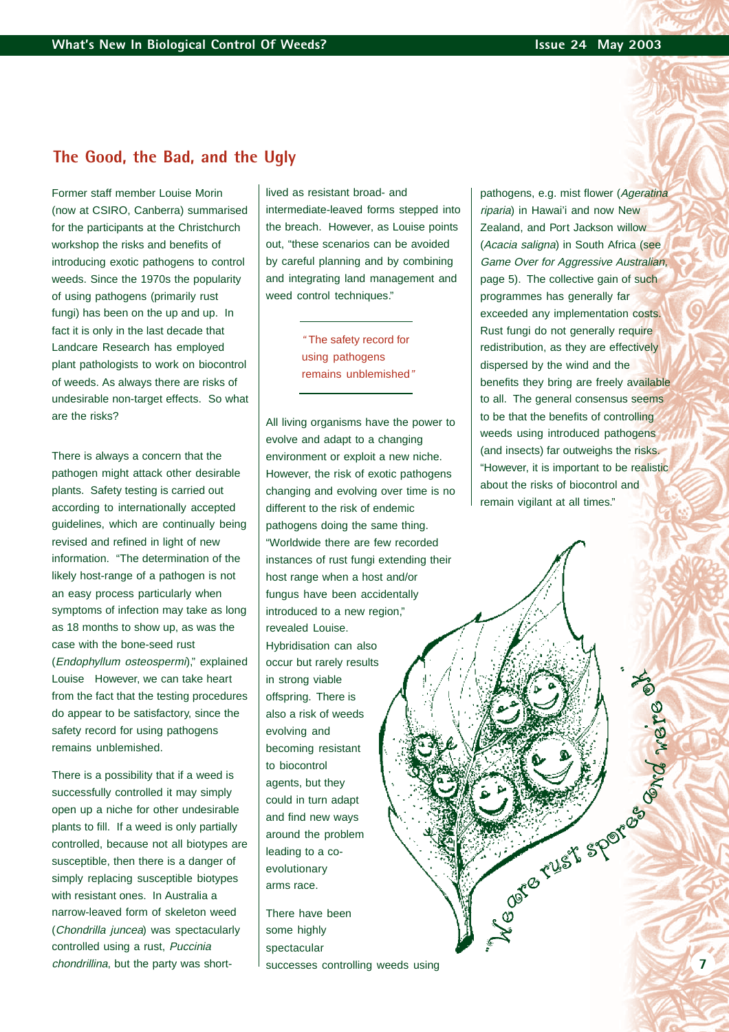## The Good, the Bad, and the Ugly

Former staff member Louise Morin (now at CSIRO, Canberra) summarised for the participants at the Christchurch workshop the risks and benefits of introducing exotic pathogens to control weeds. Since the 1970s the popularity of using pathogens (primarily rust fungi) has been on the up and up. In fact it is only in the last decade that Landcare Research has employed plant pathologists to work on biocontrol of weeds. As always there are risks of undesirable non-target effects. So what are the risks?

There is always a concern that the pathogen might attack other desirable plants. Safety testing is carried out according to internationally accepted guidelines, which are continually being revised and refined in light of new information. "The determination of the likely host-range of a pathogen is not an easy process particularly when symptoms of infection may take as long as 18 months to show up, as was the case with the bone-seed rust (*Endophyllum osteospermi*)," explained Louise However, we can take heart from the fact that the testing procedures do appear to be satisfactory, since the safety record for using pathogens remains unblemished.

There is a possibility that if a weed is successfully controlled it may simply open up a niche for other undesirable plants to fill. If a weed is only partially controlled, because not all biotypes are susceptible, then there is a danger of simply replacing susceptible biotypes with resistant ones. In Australia a narrow-leaved form of skeleton weed (*Chondrilla juncea*) was spectacularly controlled using a rust, *Puccinia chondrillina*, but the party was short-lived as resistant broad- and intermediate-leaved forms stepped into the breach. However, as Louise points out, "these scenarios can be avoided by careful planning and by combining and integrating land management and weed control techniques."

> "The safety record for using pathogens remains unblemished"

All living organisms have the power to evolve and adapt to a changing environment or exploit a new niche. However, the risk of exotic pathogens changing and evolving over time is no different to the risk of endemic pathogens doing the same thing. "Worldwide there are few recorded instances of rust fungi extending their host range when a host and/or fungus have been accidentally introduced to a new region," revealed Louise. Hybridisation can also occur but rarely results in strong viable offspring. There is also a risk of weeds evolving and becoming resistant to biocontrol agents, but they could in turn adapt and find new ways around the problem leading to a co-evolutionary arms race.

There have been some highly spectacular successes controlling weeds using pathogens, e.g. mist flower (*Ageratina riparia*) in Hawai'i and now New Zealand, and Port Jackson willow (*Acacia saligna*) in South Africa (see *Game Over for Aggressive Australian*, page 5). The collective gain of such programmes has generally far exceeded any implementation costs. Rust fungi do not generally require redistribution, as they are effectively dispersed by the wind and the benefits they bring are freely available to all. The general consensus seems to be that the benefits of controlling weeds using introduced pathogens (and insects) far outweighs the risks. "However, it is important to be realistic about the risks of biocontrol and remain vigilant at all times."

"We are rust spores and we're ok"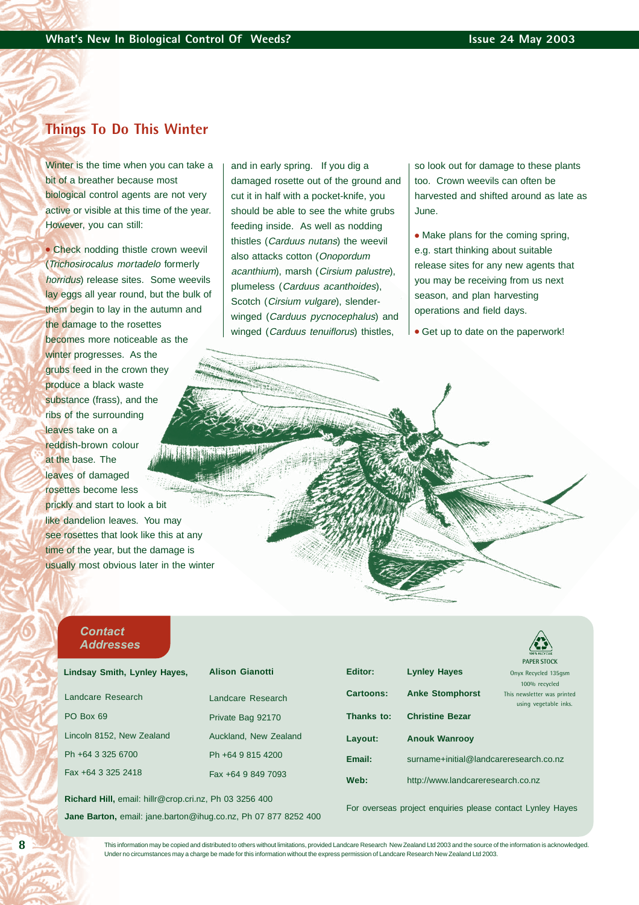## Things To Do This Winter

Winter is the time when you can take a bit of a breather because most biological control agents are not very active or visible at this time of the year. However, you can still:

- Check nodding thistle crown weevil (*Trichosirocalus mortadelo* formerly *horridus*) release sites. Some weevils lay eggs all year round, but the bulk of them begin to lay in the autumn and the damage to the rosettes becomes more noticeable as the winter progresses. As the grubs feed in the crown they produce a black waste substance (frass), and the ribs of the surrounding leaves take on a reddish-brown colour at the base. The leaves of damaged rosettes become less prickly and start to look a bit like dandelion leaves. You may see rosettes that look like this at any time of the year, but the damage is usually most obvious later in the winter and in early spring. If you dig a damaged rosette out of the ground and cut it in half with a pocket-knife, you should be able to see the white grubs feeding inside. As well as nodding thistles (*Carduus nutans*) the weevil also attacks cotton (*Onopordum acanthium*), marsh (*Cirsium palustre*), plumeless (*Carduus acanthoides*), Scotch (*Cirsium vulgare*), slender-winged (*Carduus pycnocephalus*) and winged (*Carduus tenuiflorus*) thistles, so look out for damage to these plants too. Crown weevils can often be harvested and shifted around as late as June.
- Make plans for the coming spring, e.g. start thinking about suitable release sites for any new agents that you may be receiving from us next season, and plan harvesting operations and field days.
- Get up to date on the paperwork!

### Contact Addresses

**Lindsay Smith, Lynley Hayes,**
Landcare Research
PO Box 69
Lincoln 8152, New Zealand
Ph +64 3 325 6700
Fax +64 3 325 2418

**Alison Gianotti**
Landcare Research
Private Bag 92170
Auckland, New Zealand
Ph +64 9 815 4200
Fax +64 9 849 7093

**Richard Hill,** email: hillr@crop.cri.nz, Ph 03 3256 400
**Jane Barton,** email: jane.barton@ihug.co.nz, Ph 07 877 8252 400

**Editor:** Lynley Hayes
**Cartoons:** Anke Stomphorst
**Thanks to:** Christine Bezar
**Layout:** Anouk Wanrooy
**Email:** surname+initial@landcareresearch.co.nz
**Web:** http://www.landcareresearch.co.nz

For overseas project enquiries please contact Lynley Hayes

PAPER STOCK
Onyx Recycled 135gsm
100% recycled
This newsletter was printed using vegetable inks.

This information may be copied and distributed to others without limitations, provided Landcare Research New Zealand Ltd 2003 and the source of the information is acknowledged. Under no circumstances may a charge be made for this information without the express permission of Landcare Research New Zealand Ltd 2003.